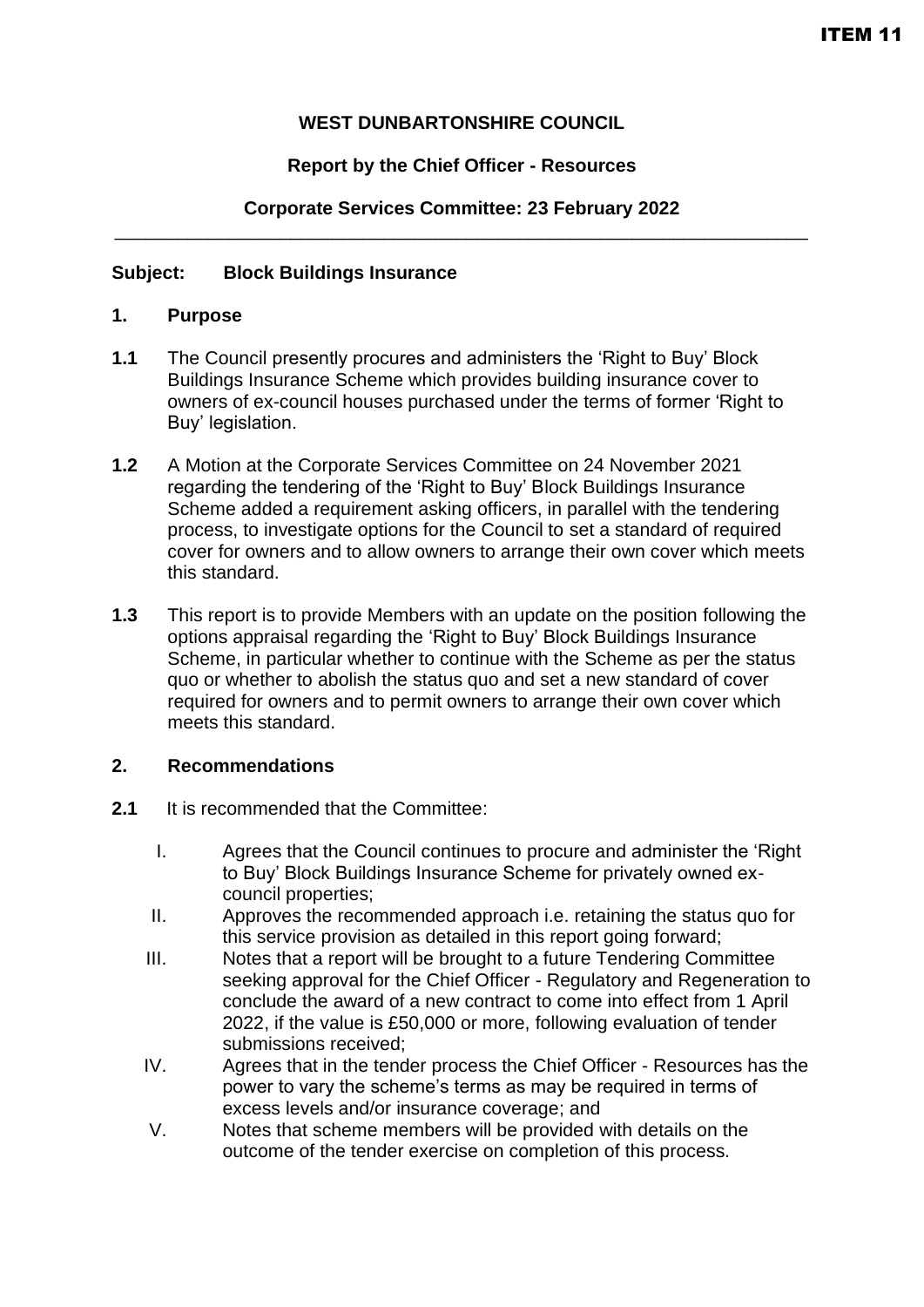ITEM 11

**WEST DUNBARTONSHIRE COUNCIL**

**Report by the Chief Officer - Resources**

**Corporate Services Committee: 23 February 2022**

---

**Subject: Block Buildings Insurance**

## 1. Purpose

**1.1** The Council presently procures and administers the 'Right to Buy' Block Buildings Insurance Scheme which provides building insurance cover to owners of ex-council houses purchased under the terms of former 'Right to Buy' legislation.

**1.2** A Motion at the Corporate Services Committee on 24 November 2021 regarding the tendering of the 'Right to Buy' Block Buildings Insurance Scheme added a requirement asking officers, in parallel with the tendering process, to investigate options for the Council to set a standard of required cover for owners and to allow owners to arrange their own cover which meets this standard.

**1.3** This report is to provide Members with an update on the position following the options appraisal regarding the 'Right to Buy' Block Buildings Insurance Scheme, in particular whether to continue with the Scheme as per the status quo or whether to abolish the status quo and set a new standard of cover required for owners and to permit owners to arrange their own cover which meets this standard.

## 2. Recommendations

**2.1** It is recommended that the Committee:

I. Agrees that the Council continues to procure and administer the 'Right to Buy' Block Buildings Insurance Scheme for privately owned ex-council properties;

II. Approves the recommended approach i.e. retaining the status quo for this service provision as detailed in this report going forward;

III. Notes that a report will be brought to a future Tendering Committee seeking approval for the Chief Officer - Regulatory and Regeneration to conclude the award of a new contract to come into effect from 1 April 2022, if the value is £50,000 or more, following evaluation of tender submissions received;

IV. Agrees that in the tender process the Chief Officer - Resources has the power to vary the scheme's terms as may be required in terms of excess levels and/or insurance coverage; and

V. Notes that scheme members will be provided with details on the outcome of the tender exercise on completion of this process.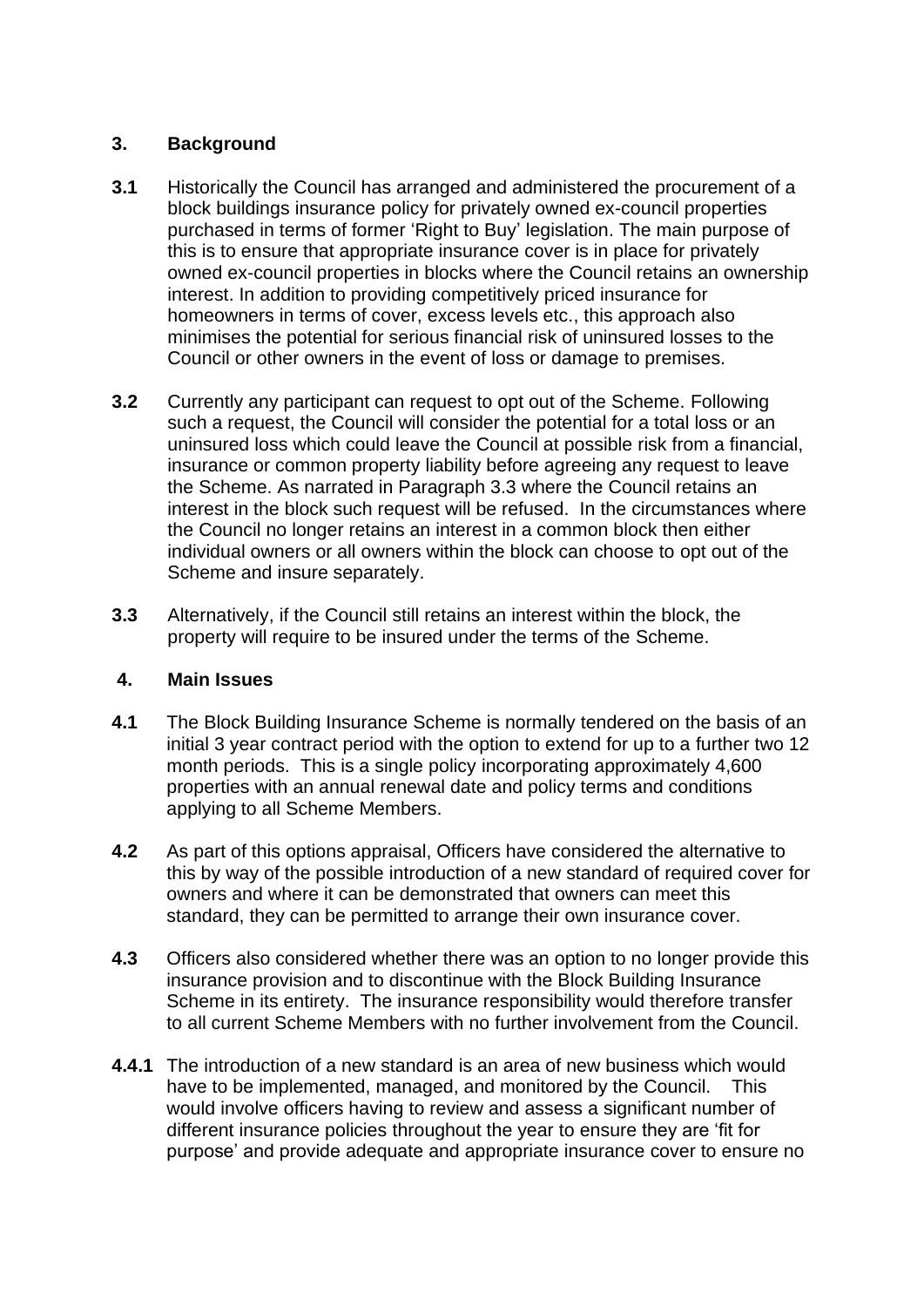## 3. Background

**3.1** Historically the Council has arranged and administered the procurement of a block buildings insurance policy for privately owned ex-council properties purchased in terms of former 'Right to Buy' legislation. The main purpose of this is to ensure that appropriate insurance cover is in place for privately owned ex-council properties in blocks where the Council retains an ownership interest. In addition to providing competitively priced insurance for homeowners in terms of cover, excess levels etc., this approach also minimises the potential for serious financial risk of uninsured losses to the Council or other owners in the event of loss or damage to premises.

**3.2** Currently any participant can request to opt out of the Scheme. Following such a request, the Council will consider the potential for a total loss or an uninsured loss which could leave the Council at possible risk from a financial, insurance or common property liability before agreeing any request to leave the Scheme. As narrated in Paragraph 3.3 where the Council retains an interest in the block such request will be refused. In the circumstances where the Council no longer retains an interest in a common block then either individual owners or all owners within the block can choose to opt out of the Scheme and insure separately.

**3.3** Alternatively, if the Council still retains an interest within the block, the property will require to be insured under the terms of the Scheme.

## 4. Main Issues

**4.1** The Block Building Insurance Scheme is normally tendered on the basis of an initial 3 year contract period with the option to extend for up to a further two 12 month periods. This is a single policy incorporating approximately 4,600 properties with an annual renewal date and policy terms and conditions applying to all Scheme Members.

**4.2** As part of this options appraisal, Officers have considered the alternative to this by way of the possible introduction of a new standard of required cover for owners and where it can be demonstrated that owners can meet this standard, they can be permitted to arrange their own insurance cover.

**4.3** Officers also considered whether there was an option to no longer provide this insurance provision and to discontinue with the Block Building Insurance Scheme in its entirety. The insurance responsibility would therefore transfer to all current Scheme Members with no further involvement from the Council.

**4.4.1** The introduction of a new standard is an area of new business which would have to be implemented, managed, and monitored by the Council. This would involve officers having to review and assess a significant number of different insurance policies throughout the year to ensure they are 'fit for purpose' and provide adequate and appropriate insurance cover to ensure no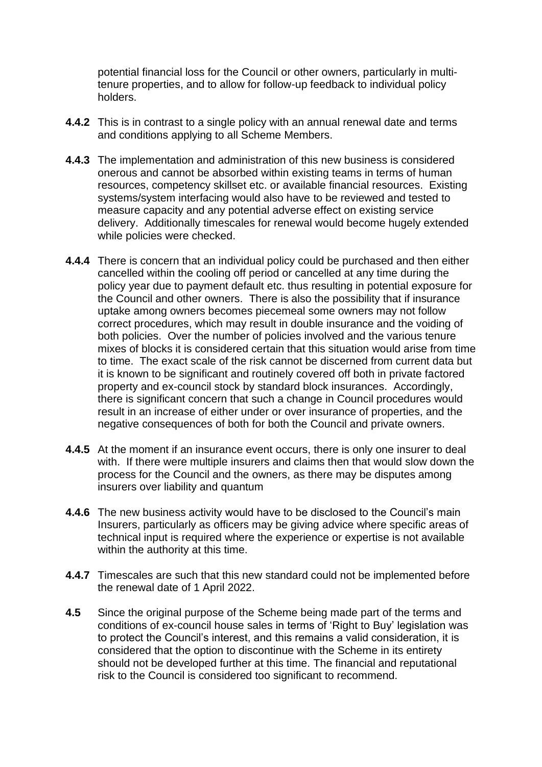potential financial loss for the Council or other owners, particularly in multi-tenure properties, and to allow for follow-up feedback to individual policy holders.

**4.4.2** This is in contrast to a single policy with an annual renewal date and terms and conditions applying to all Scheme Members.

**4.4.3** The implementation and administration of this new business is considered onerous and cannot be absorbed within existing teams in terms of human resources, competency skillset etc. or available financial resources. Existing systems/system interfacing would also have to be reviewed and tested to measure capacity and any potential adverse effect on existing service delivery. Additionally timescales for renewal would become hugely extended while policies were checked.

**4.4.4** There is concern that an individual policy could be purchased and then either cancelled within the cooling off period or cancelled at any time during the policy year due to payment default etc. thus resulting in potential exposure for the Council and other owners. There is also the possibility that if insurance uptake among owners becomes piecemeal some owners may not follow correct procedures, which may result in double insurance and the voiding of both policies. Over the number of policies involved and the various tenure mixes of blocks it is considered certain that this situation would arise from time to time. The exact scale of the risk cannot be discerned from current data but it is known to be significant and routinely covered off both in private factored property and ex-council stock by standard block insurances. Accordingly, there is significant concern that such a change in Council procedures would result in an increase of either under or over insurance of properties, and the negative consequences of both for both the Council and private owners.

**4.4.5** At the moment if an insurance event occurs, there is only one insurer to deal with. If there were multiple insurers and claims then that would slow down the process for the Council and the owners, as there may be disputes among insurers over liability and quantum

**4.4.6** The new business activity would have to be disclosed to the Council's main Insurers, particularly as officers may be giving advice where specific areas of technical input is required where the experience or expertise is not available within the authority at this time.

**4.4.7** Timescales are such that this new standard could not be implemented before the renewal date of 1 April 2022.

**4.5** Since the original purpose of the Scheme being made part of the terms and conditions of ex-council house sales in terms of 'Right to Buy' legislation was to protect the Council's interest, and this remains a valid consideration, it is considered that the option to discontinue with the Scheme in its entirety should not be developed further at this time. The financial and reputational risk to the Council is considered too significant to recommend.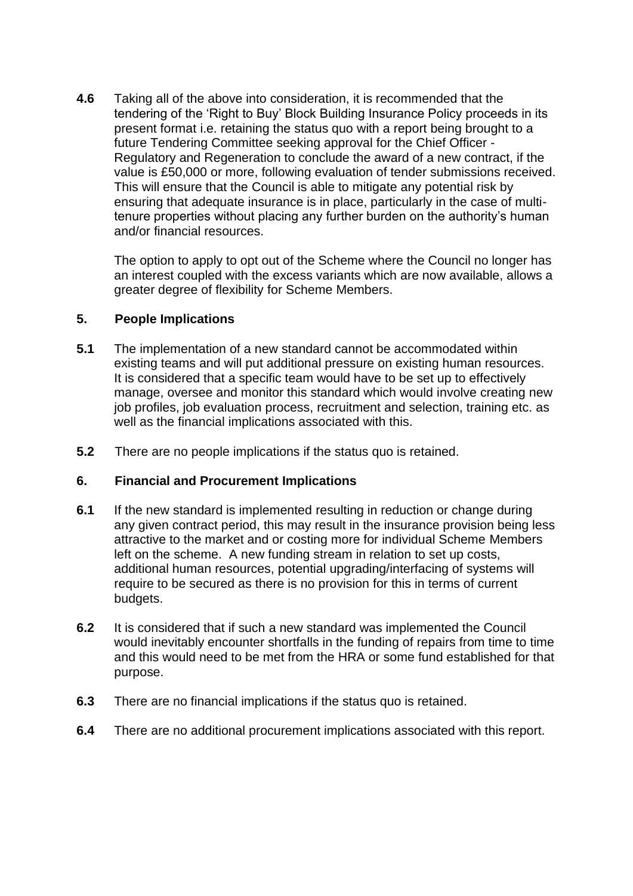**4.6** Taking all of the above into consideration, it is recommended that the tendering of the 'Right to Buy' Block Building Insurance Policy proceeds in its present format i.e. retaining the status quo with a report being brought to a future Tendering Committee seeking approval for the Chief Officer - Regulatory and Regeneration to conclude the award of a new contract, if the value is £50,000 or more, following evaluation of tender submissions received. This will ensure that the Council is able to mitigate any potential risk by ensuring that adequate insurance is in place, particularly in the case of multi-tenure properties without placing any further burden on the authority's human and/or financial resources.

The option to apply to opt out of the Scheme where the Council no longer has an interest coupled with the excess variants which are now available, allows a greater degree of flexibility for Scheme Members.

## 5. People Implications

**5.1** The implementation of a new standard cannot be accommodated within existing teams and will put additional pressure on existing human resources. It is considered that a specific team would have to be set up to effectively manage, oversee and monitor this standard which would involve creating new job profiles, job evaluation process, recruitment and selection, training etc. as well as the financial implications associated with this.

**5.2** There are no people implications if the status quo is retained.

## 6. Financial and Procurement Implications

**6.1** If the new standard is implemented resulting in reduction or change during any given contract period, this may result in the insurance provision being less attractive to the market and or costing more for individual Scheme Members left on the scheme. A new funding stream in relation to set up costs, additional human resources, potential upgrading/interfacing of systems will require to be secured as there is no provision for this in terms of current budgets.

**6.2** It is considered that if such a new standard was implemented the Council would inevitably encounter shortfalls in the funding of repairs from time to time and this would need to be met from the HRA or some fund established for that purpose.

**6.3** There are no financial implications if the status quo is retained.

**6.4** There are no additional procurement implications associated with this report.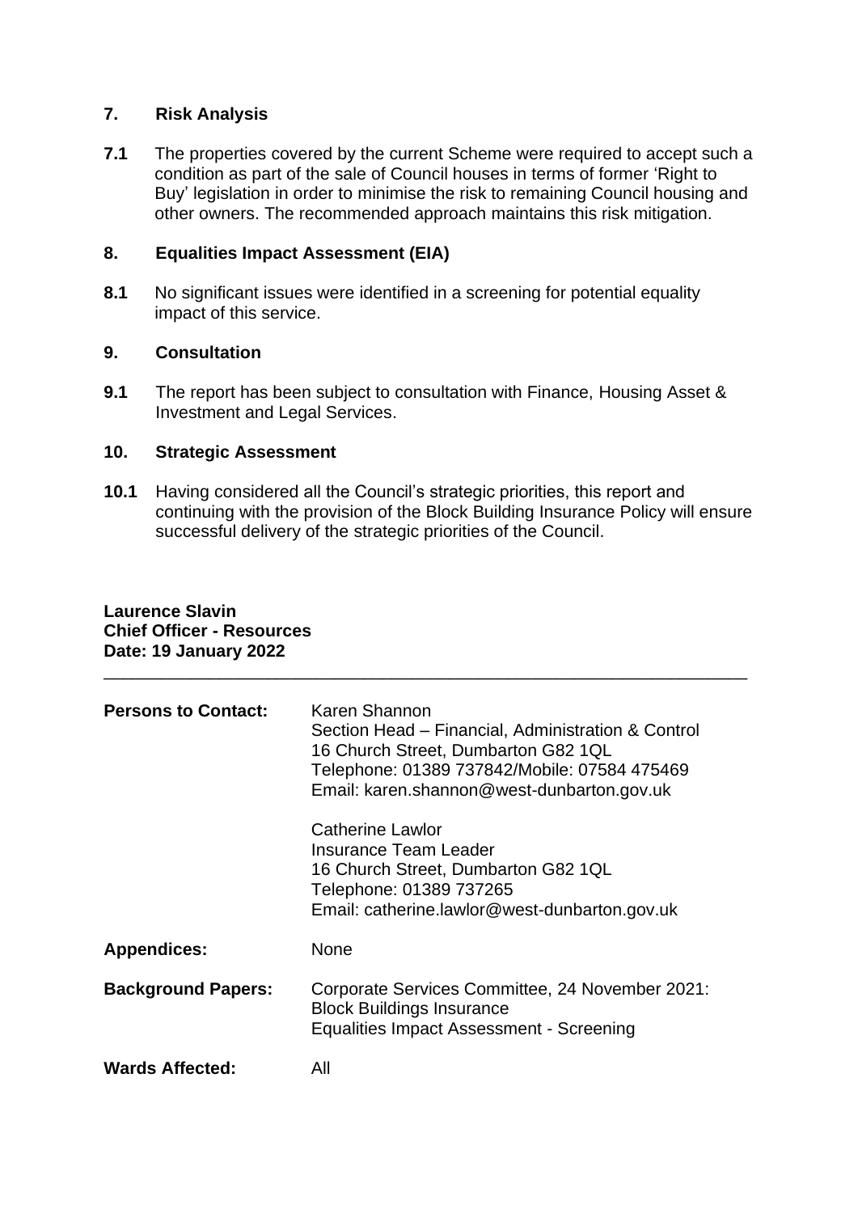## 7. Risk Analysis

**7.1** The properties covered by the current Scheme were required to accept such a condition as part of the sale of Council houses in terms of former 'Right to Buy' legislation in order to minimise the risk to remaining Council housing and other owners. The recommended approach maintains this risk mitigation.

## 8. Equalities Impact Assessment (EIA)

**8.1** No significant issues were identified in a screening for potential equality impact of this service.

## 9. Consultation

**9.1** The report has been subject to consultation with Finance, Housing Asset & Investment and Legal Services.

## 10. Strategic Assessment

**10.1** Having considered all the Council's strategic priorities, this report and continuing with the provision of the Block Building Insurance Policy will ensure successful delivery of the strategic priorities of the Council.

**Laurence Slavin**
**Chief Officer - Resources**
**Date: 19 January 2022**

---

**Persons to Contact:**

Karen Shannon
Section Head – Financial, Administration & Control
16 Church Street, Dumbarton G82 1QL
Telephone: 01389 737842/Mobile: 07584 475469
Email: karen.shannon@west-dunbarton.gov.uk

Catherine Lawlor
Insurance Team Leader
16 Church Street, Dumbarton G82 1QL
Telephone: 01389 737265
Email: catherine.lawlor@west-dunbarton.gov.uk

**Appendices:** None

**Background Papers:** Corporate Services Committee, 24 November 2021: Block Buildings Insurance
Equalities Impact Assessment - Screening

**Wards Affected:** All